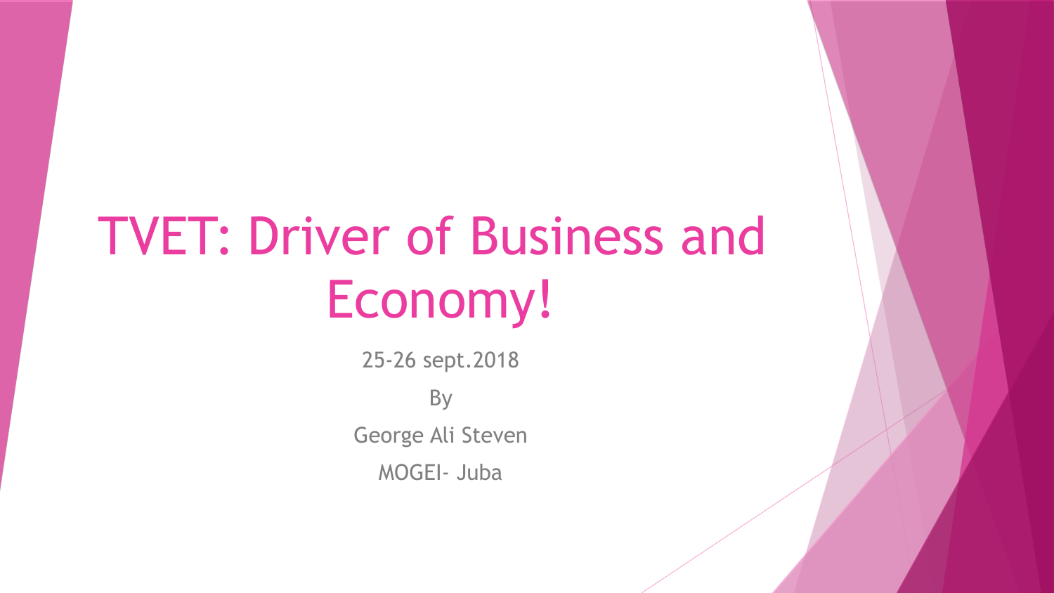# TVET: Driver of Business and Economy!

25-26 sept.2018

By

George Ali Steven

MOGEI- Juba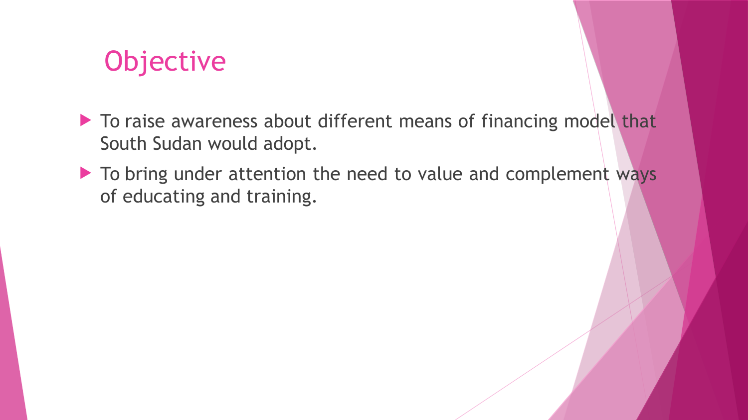# Objective

- To raise awareness about different means of financing model that South Sudan would adopt.
- To bring under attention the need to value and complement ways of educating and training.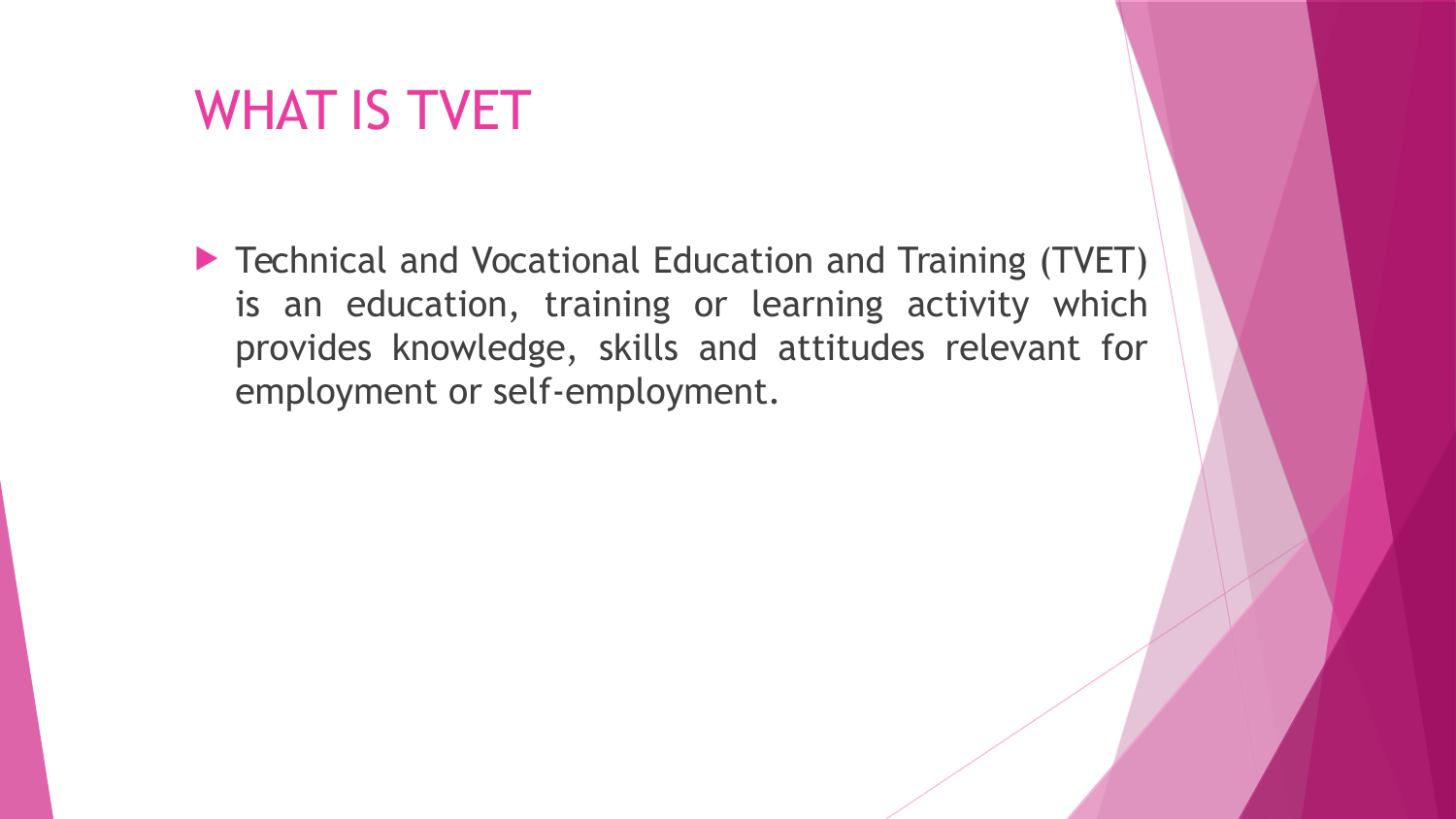# WHAT IS TVET

- Technical and Vocational Education and Training (TVET) is an education, training or learning activity which provides knowledge, skills and attitudes relevant for employment or self-employment.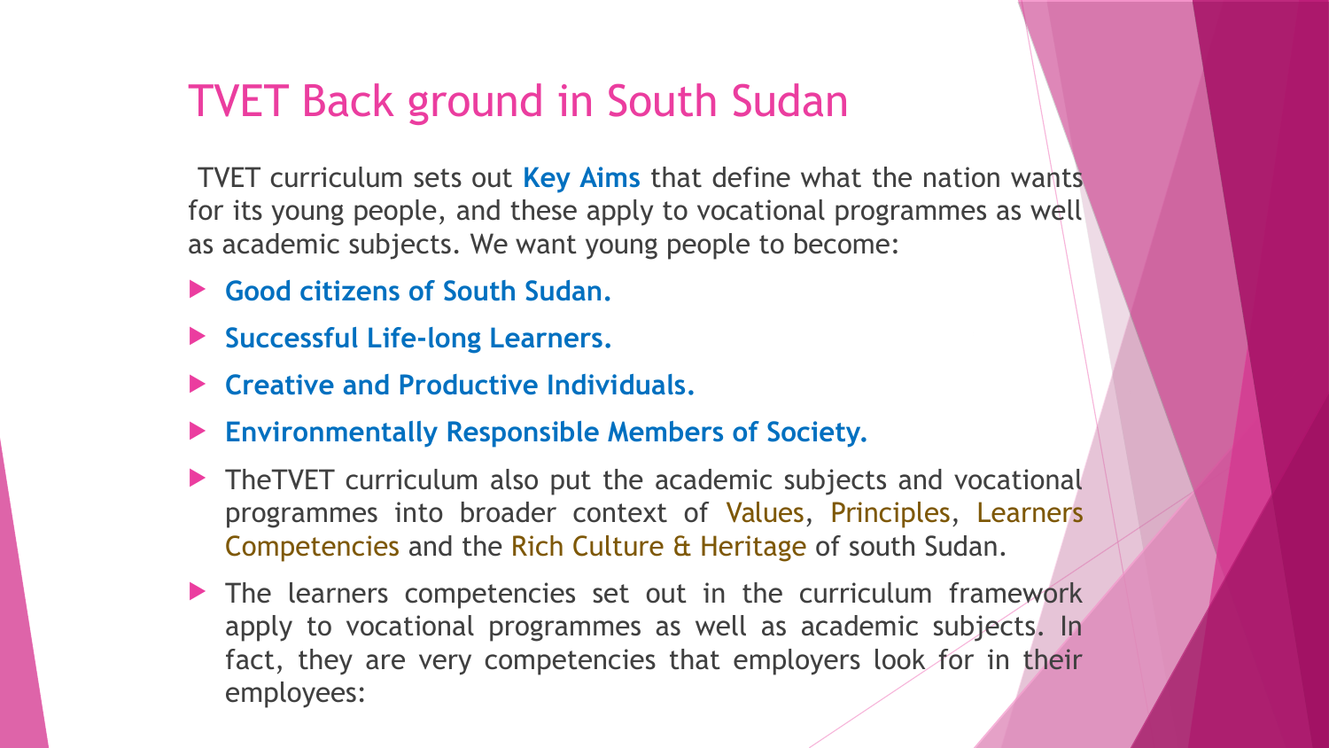# TVET Back ground in South Sudan

TVET curriculum sets out **Key Aims** that define what the nation wants for its young people, and these apply to vocational programmes as well as academic subjects. We want young people to become:

- **Good citizens of South Sudan.**
- **Successful Life-long Learners.**
- **Creative and Productive Individuals.**
- **Environmentally Responsible Members of Society.**
- TheTVET curriculum also put the academic subjects and vocational programmes into broader context of Values, Principles, Learners Competencies and the Rich Culture & Heritage of south Sudan.
- The learners competencies set out in the curriculum framework apply to vocational programmes as well as academic subjects. In fact, they are very competencies that employers look for in their employees: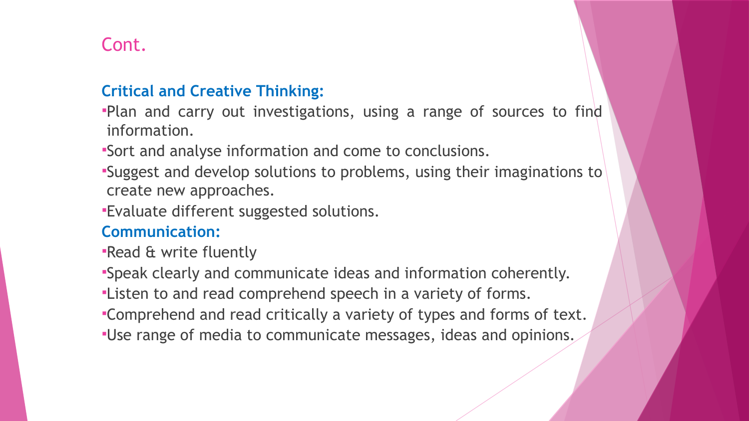## Cont.

### Critical and Creative Thinking:

- Plan and carry out investigations, using a range of sources to find information.
- Sort and analyse information and come to conclusions.
- Suggest and develop solutions to problems, using their imaginations to create new approaches.
- Evaluate different suggested solutions.

### Communication:

- Read & write fluently
- Speak clearly and communicate ideas and information coherently.
- Listen to and read comprehend speech in a variety of forms.
- Comprehend and read critically a variety of types and forms of text.
- Use range of media to communicate messages, ideas and opinions.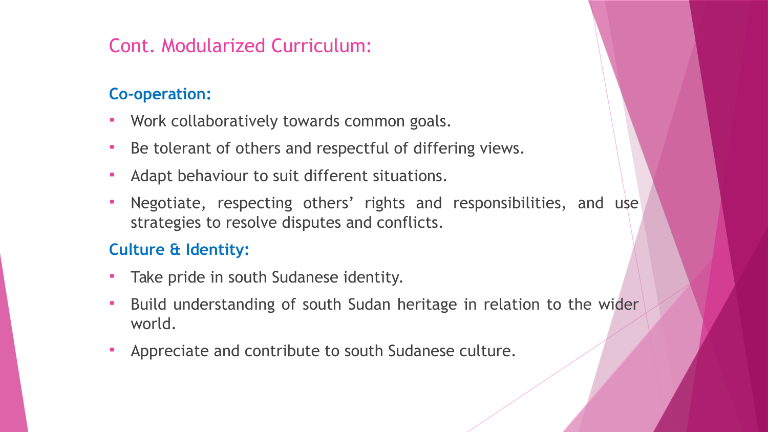# Cont. Modularized Curriculum:

### Co-operation:

- Work collaboratively towards common goals.
- Be tolerant of others and respectful of differing views.
- Adapt behaviour to suit different situations.
- Negotiate, respecting others' rights and responsibilities, and use strategies to resolve disputes and conflicts.

### Culture & Identity:

- Take pride in south Sudanese identity.
- Build understanding of south Sudan heritage in relation to the wider world.
- Appreciate and contribute to south Sudanese culture.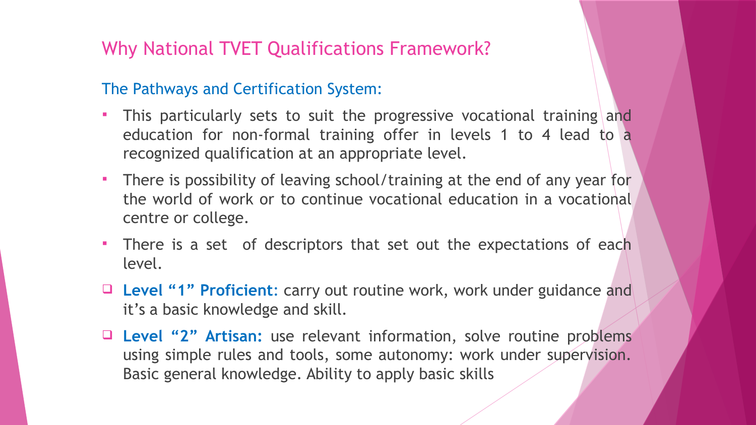## Why National TVET Qualifications Framework?

### The Pathways and Certification System:

- This particularly sets to suit the progressive vocational training and education for non-formal training offer in levels 1 to 4 lead to a recognized qualification at an appropriate level.
- There is possibility of leaving school/training at the end of any year for the world of work or to continue vocational education in a vocational centre or college.
- There is a set of descriptors that set out the expectations of each level.

- **Level "1" Proficient:** carry out routine work, work under guidance and it's a basic knowledge and skill.
- **Level "2" Artisan:** use relevant information, solve routine problems using simple rules and tools, some autonomy: work under supervision. Basic general knowledge. Ability to apply basic skills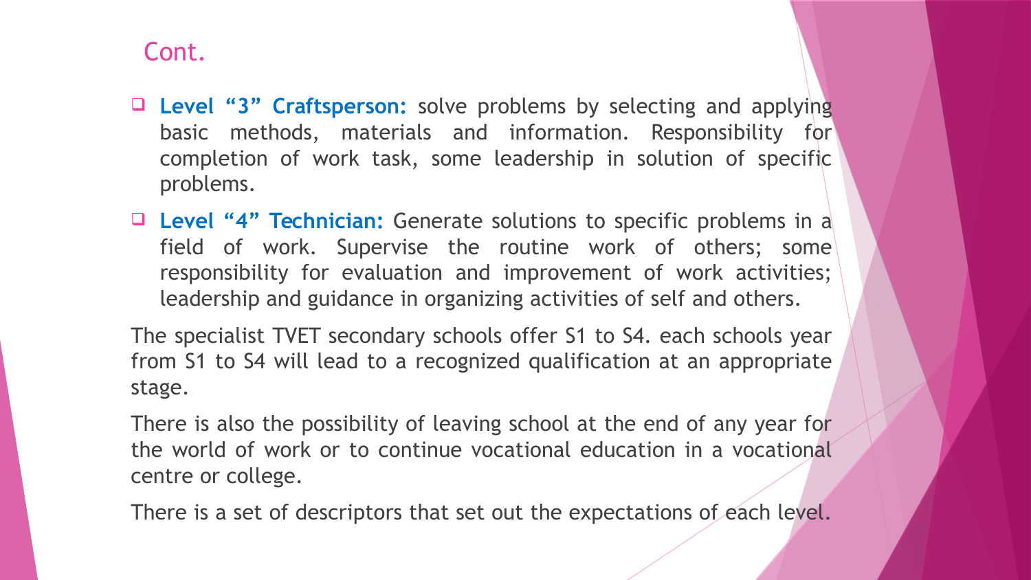## Cont.

- **Level "3" Craftsperson:** solve problems by selecting and applying basic methods, materials and information. Responsibility for completion of work task, some leadership in solution of specific problems.
- **Level "4" Technician:** Generate solutions to specific problems in a field of work. Supervise the routine work of others; some responsibility for evaluation and improvement of work activities; leadership and guidance in organizing activities of self and others.

The specialist TVET secondary schools offer S1 to S4. each schools year from S1 to S4 will lead to a recognized qualification at an appropriate stage.

There is also the possibility of leaving school at the end of any year for the world of work or to continue vocational education in a vocational centre or college.

There is a set of descriptors that set out the expectations of each level.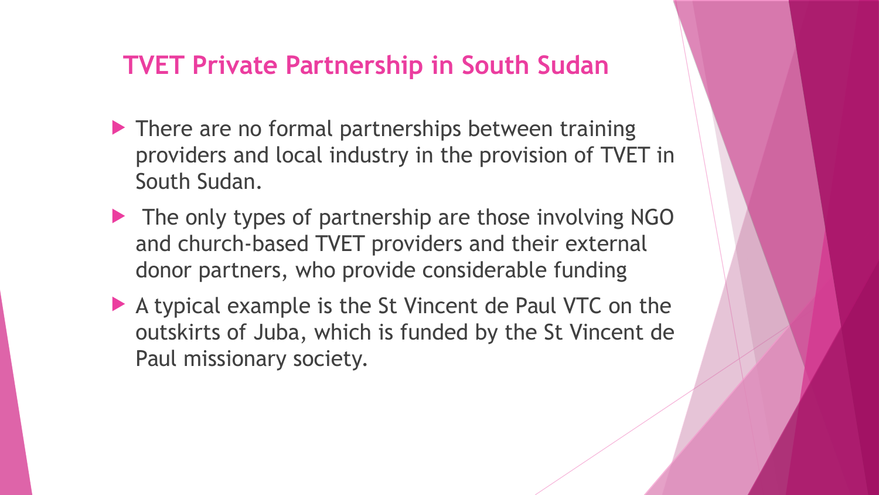## TVET Private Partnership in South Sudan

- There are no formal partnerships between training providers and local industry in the provision of TVET in South Sudan.
- The only types of partnership are those involving NGO and church-based TVET providers and their external donor partners, who provide considerable funding
- A typical example is the St Vincent de Paul VTC on the outskirts of Juba, which is funded by the St Vincent de Paul missionary society.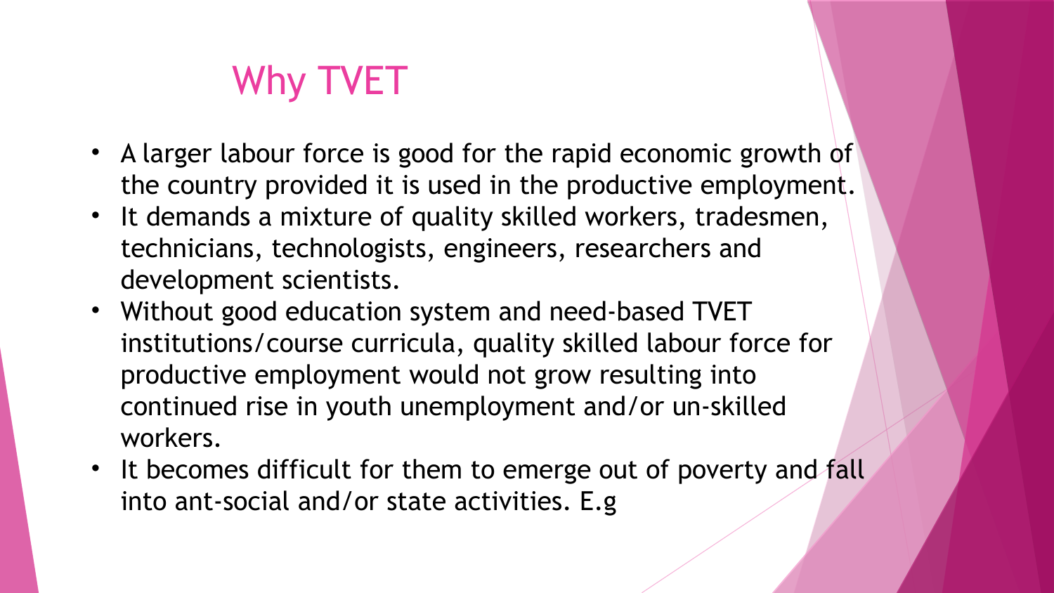# Why TVET

- A larger labour force is good for the rapid economic growth of the country provided it is used in the productive employment.
- It demands a mixture of quality skilled workers, tradesmen, technicians, technologists, engineers, researchers and development scientists.
- Without good education system and need-based TVET institutions/course curricula, quality skilled labour force for productive employment would not grow resulting into continued rise in youth unemployment and/or un-skilled workers.
- It becomes difficult for them to emerge out of poverty and fall into ant-social and/or state activities. E.g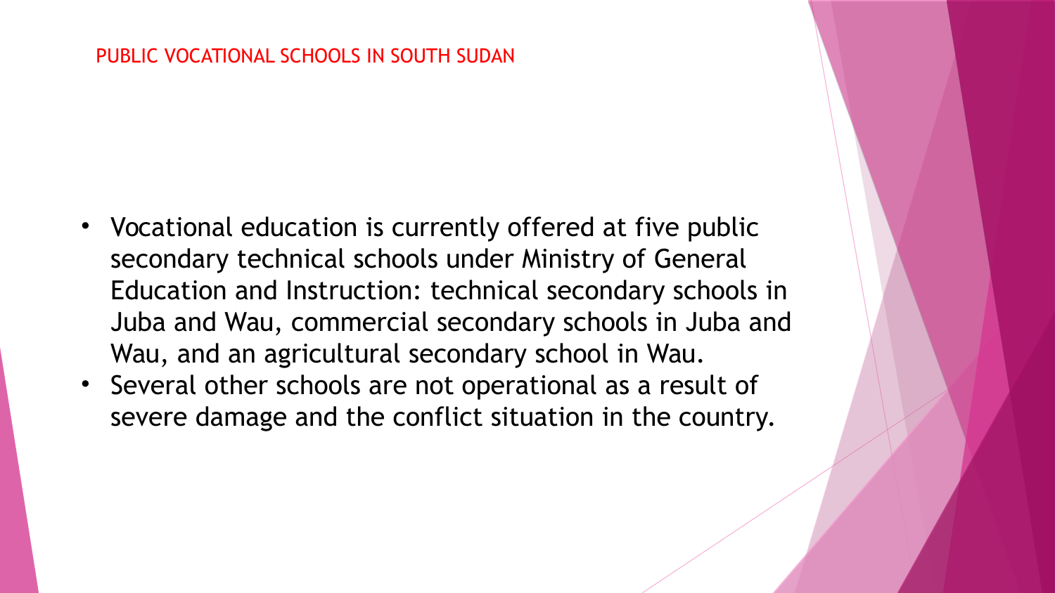# PUBLIC VOCATIONAL SCHOOLS IN SOUTH SUDAN

- Vocational education is currently offered at five public secondary technical schools under Ministry of General Education and Instruction: technical secondary schools in Juba and Wau, commercial secondary schools in Juba and Wau, and an agricultural secondary school in Wau.
- Several other schools are not operational as a result of severe damage and the conflict situation in the country.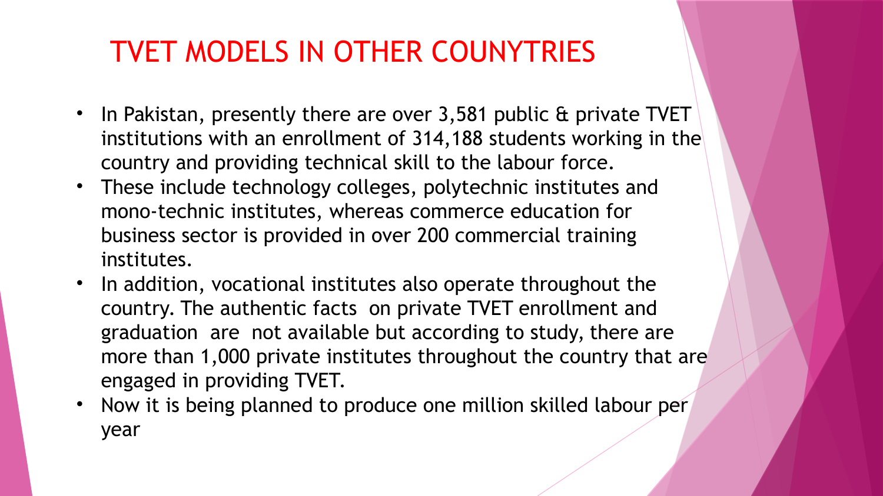# TVET MODELS IN OTHER COUNYTRIES

- In Pakistan, presently there are over 3,581 public & private TVET institutions with an enrollment of 314,188 students working in the country and providing technical skill to the labour force.
- These include technology colleges, polytechnic institutes and mono-technic institutes, whereas commerce education for business sector is provided in over 200 commercial training institutes.
- In addition, vocational institutes also operate throughout the country. The authentic facts on private TVET enrollment and graduation are not available but according to study, there are more than 1,000 private institutes throughout the country that are engaged in providing TVET.
- Now it is being planned to produce one million skilled labour per year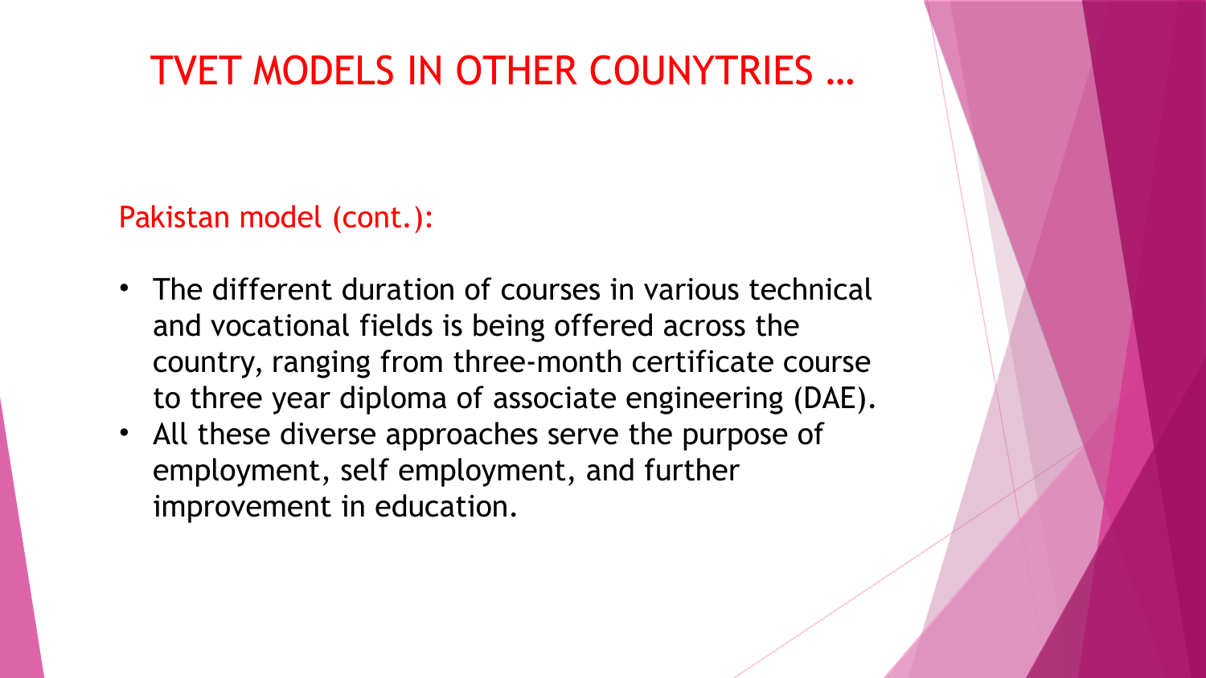# TVET MODELS IN OTHER COUNYTRIES …

## Pakistan model (cont.):

- The different duration of courses in various technical and vocational fields is being offered across the country, ranging from three-month certificate course to three year diploma of associate engineering (DAE).
- All these diverse approaches serve the purpose of employment, self employment, and further improvement in education.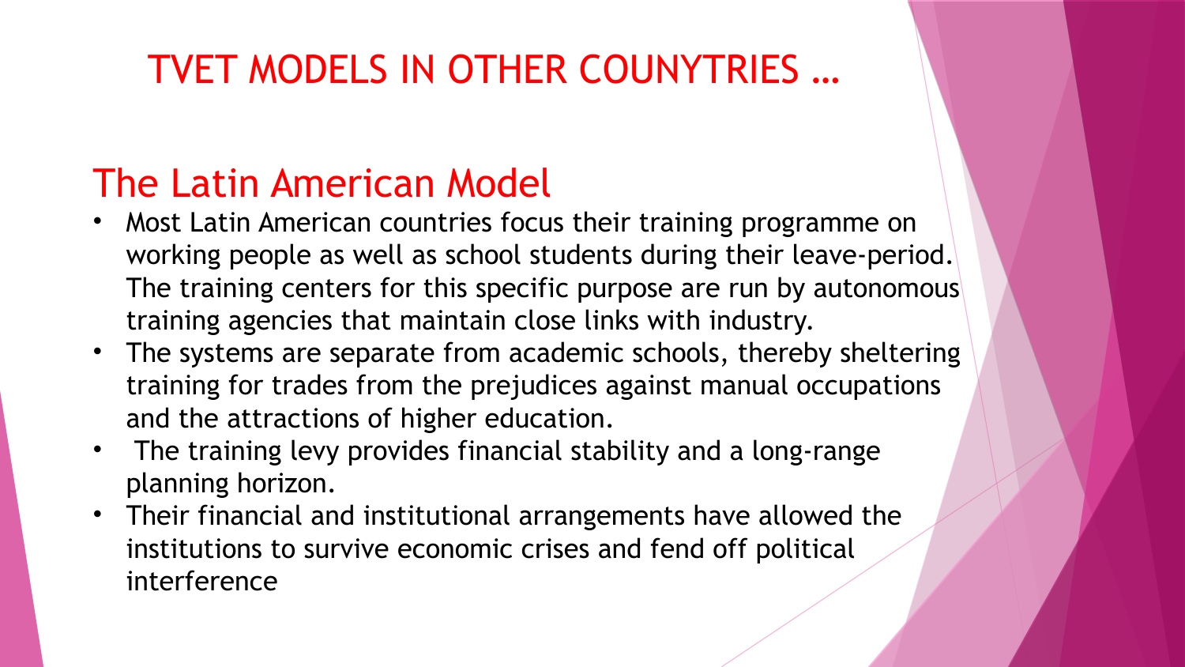# TVET MODELS IN OTHER COUNYTRIES …

## The Latin American Model

- Most Latin American countries focus their training programme on working people as well as school students during their leave-period. The training centers for this specific purpose are run by autonomous training agencies that maintain close links with industry.
- The systems are separate from academic schools, thereby sheltering training for trades from the prejudices against manual occupations and the attractions of higher education.
- The training levy provides financial stability and a long-range planning horizon.
- Their financial and institutional arrangements have allowed the institutions to survive economic crises and fend off political interference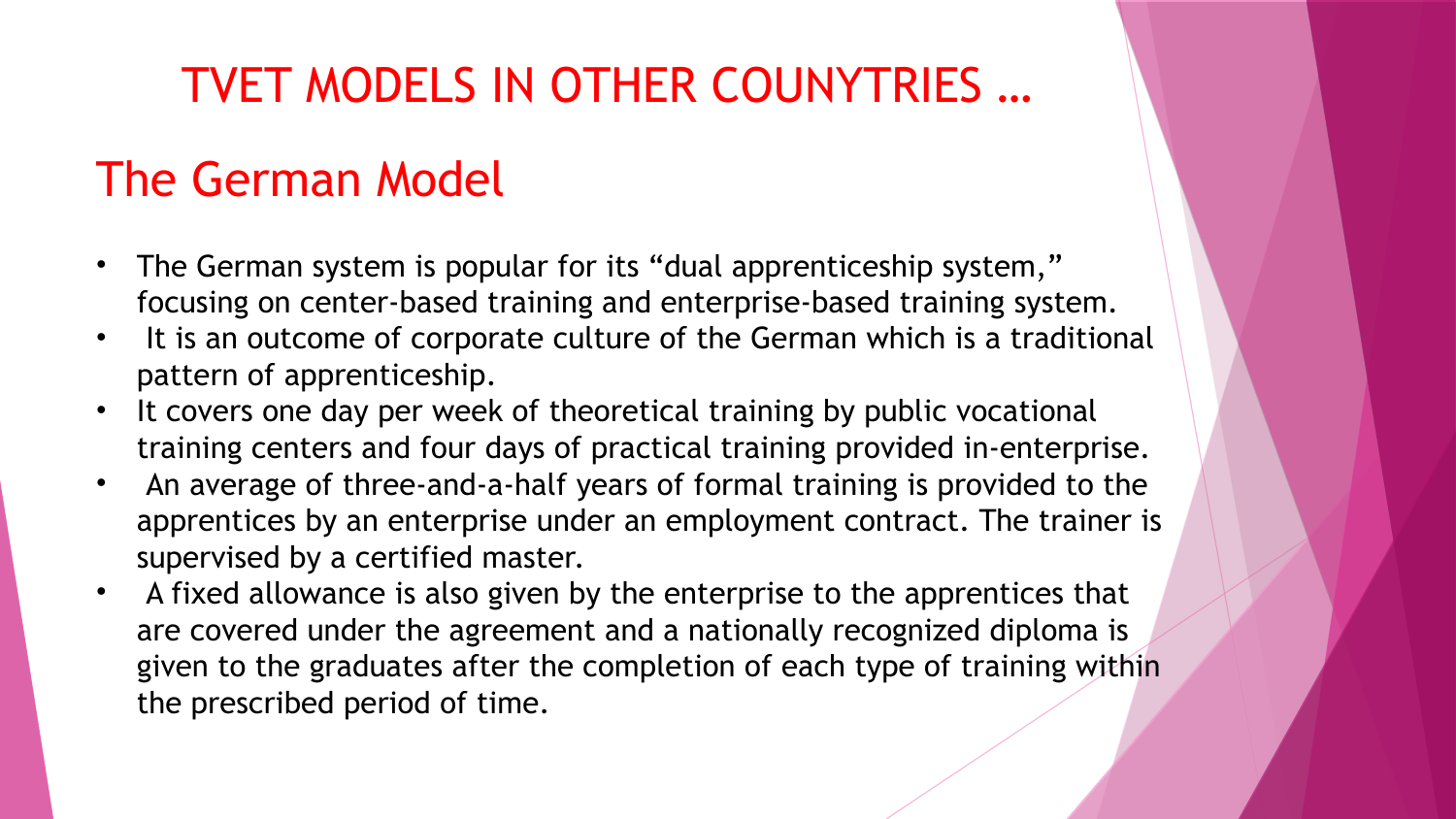# TVET MODELS IN OTHER COUNYTRIES …

## The German Model

- The German system is popular for its "dual apprenticeship system," focusing on center-based training and enterprise-based training system.
- It is an outcome of corporate culture of the German which is a traditional pattern of apprenticeship.
- It covers one day per week of theoretical training by public vocational training centers and four days of practical training provided in-enterprise.
- An average of three-and-a-half years of formal training is provided to the apprentices by an enterprise under an employment contract. The trainer is supervised by a certified master.
- A fixed allowance is also given by the enterprise to the apprentices that are covered under the agreement and a nationally recognized diploma is given to the graduates after the completion of each type of training within the prescribed period of time.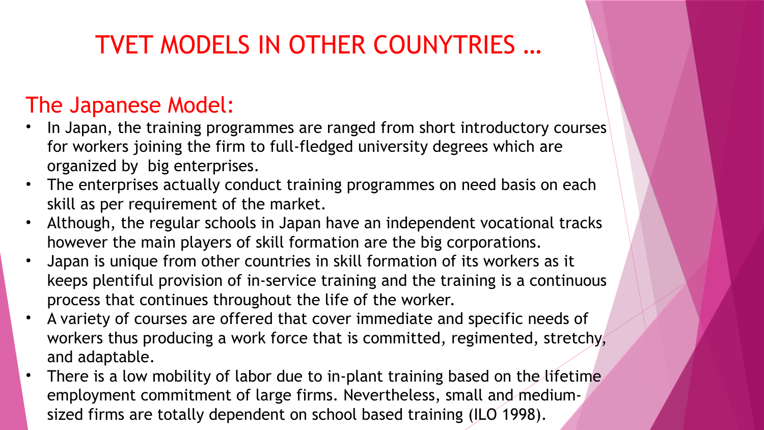# TVET MODELS IN OTHER COUNYTRIES …

## The Japanese Model:

- In Japan, the training programmes are ranged from short introductory courses for workers joining the firm to full-fledged university degrees which are organized by big enterprises.
- The enterprises actually conduct training programmes on need basis on each skill as per requirement of the market.
- Although, the regular schools in Japan have an independent vocational tracks however the main players of skill formation are the big corporations.
- Japan is unique from other countries in skill formation of its workers as it keeps plentiful provision of in-service training and the training is a continuous process that continues throughout the life of the worker.
- A variety of courses are offered that cover immediate and specific needs of workers thus producing a work force that is committed, regimented, stretchy, and adaptable.
- There is a low mobility of labor due to in-plant training based on the lifetime employment commitment of large firms. Nevertheless, small and medium-sized firms are totally dependent on school based training (ILO 1998).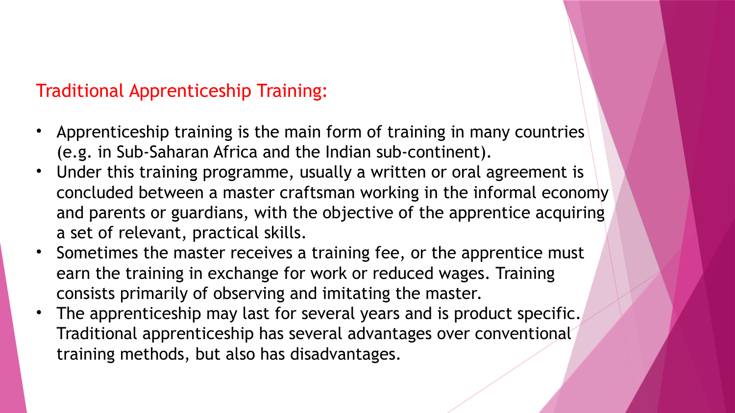## Traditional Apprenticeship Training:

- Apprenticeship training is the main form of training in many countries (e.g. in Sub-Saharan Africa and the Indian sub-continent).
- Under this training programme, usually a written or oral agreement is concluded between a master craftsman working in the informal economy and parents or guardians, with the objective of the apprentice acquiring a set of relevant, practical skills.
- Sometimes the master receives a training fee, or the apprentice must earn the training in exchange for work or reduced wages. Training consists primarily of observing and imitating the master.
- The apprenticeship may last for several years and is product specific. Traditional apprenticeship has several advantages over conventional training methods, but also has disadvantages.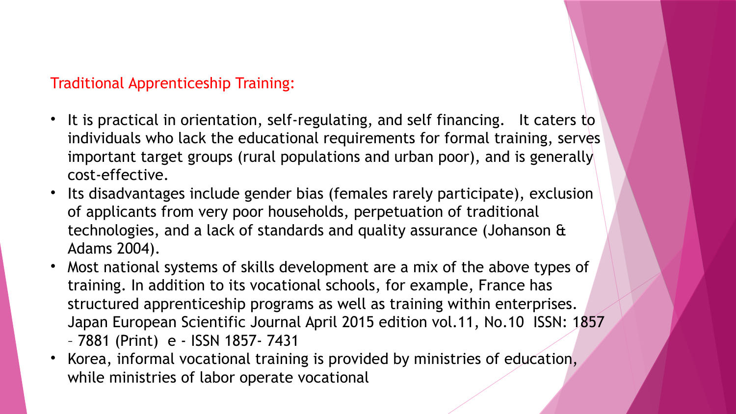## Traditional Apprenticeship Training:

- It is practical in orientation, self-regulating, and self financing. It caters to individuals who lack the educational requirements for formal training, serves important target groups (rural populations and urban poor), and is generally cost-effective.
- Its disadvantages include gender bias (females rarely participate), exclusion of applicants from very poor households, perpetuation of traditional technologies, and a lack of standards and quality assurance (Johanson & Adams 2004).
- Most national systems of skills development are a mix of the above types of training. In addition to its vocational schools, for example, France has structured apprenticeship programs as well as training within enterprises. Japan European Scientific Journal April 2015 edition vol.11, No.10 ISSN: 1857 – 7881 (Print) e - ISSN 1857- 7431
- Korea, informal vocational training is provided by ministries of education, while ministries of labor operate vocational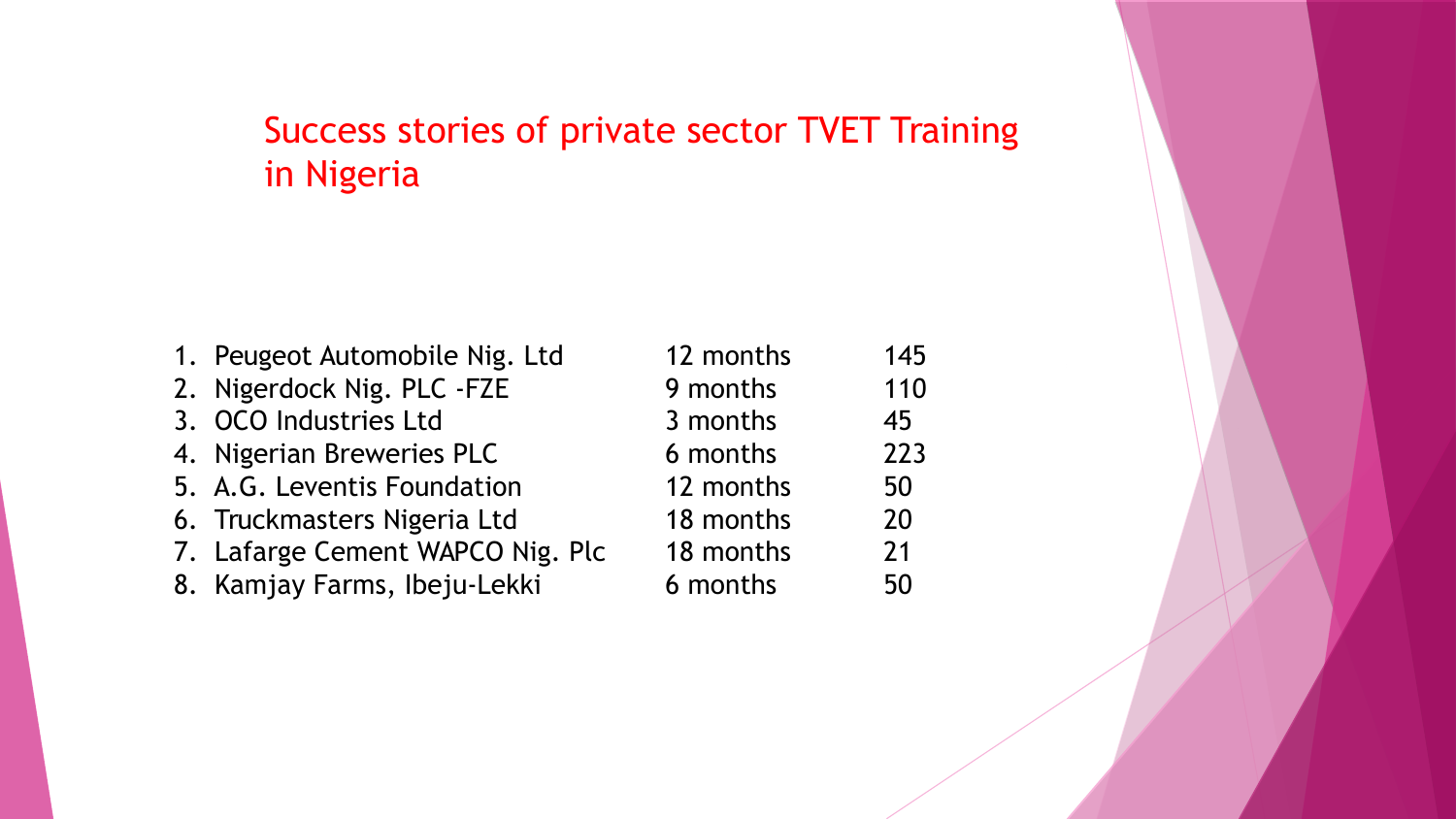# Success stories of private sector TVET Training in Nigeria

| No. | Organisation | Duration | Number |
|---|---|---|---|
| 1. | Peugeot Automobile Nig. Ltd | 12 months | 145 |
| 2. | Nigerdock Nig. PLC -FZE | 9 months | 110 |
| 3. | OCO Industries Ltd | 3 months | 45 |
| 4. | Nigerian Breweries PLC | 6 months | 223 |
| 5. | A.G. Leventis Foundation | 12 months | 50 |
| 6. | Truckmasters Nigeria Ltd | 18 months | 20 |
| 7. | Lafarge Cement WAPCO Nig. Plc | 18 months | 21 |
| 8. | Kamjay Farms, Ibeju-Lekki | 6 months | 50 |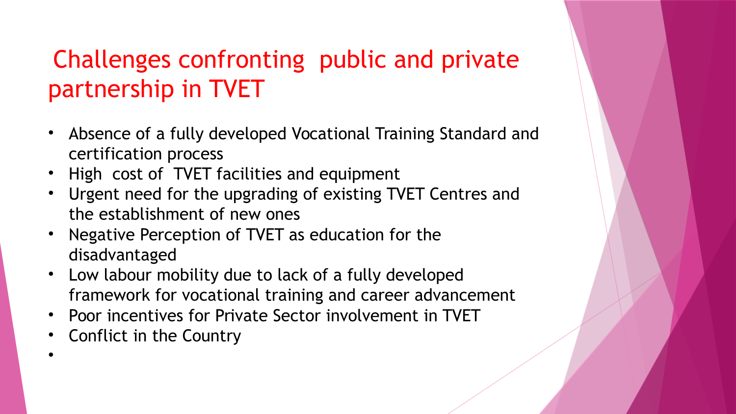# Challenges confronting public and private partnership in TVET

- Absence of a fully developed Vocational Training Standard and certification process
- High cost of TVET facilities and equipment
- Urgent need for the upgrading of existing TVET Centres and the establishment of new ones
- Negative Perception of TVET as education for the disadvantaged
- Low labour mobility due to lack of a fully developed framework for vocational training and career advancement
- Poor incentives for Private Sector involvement in TVET
- Conflict in the Country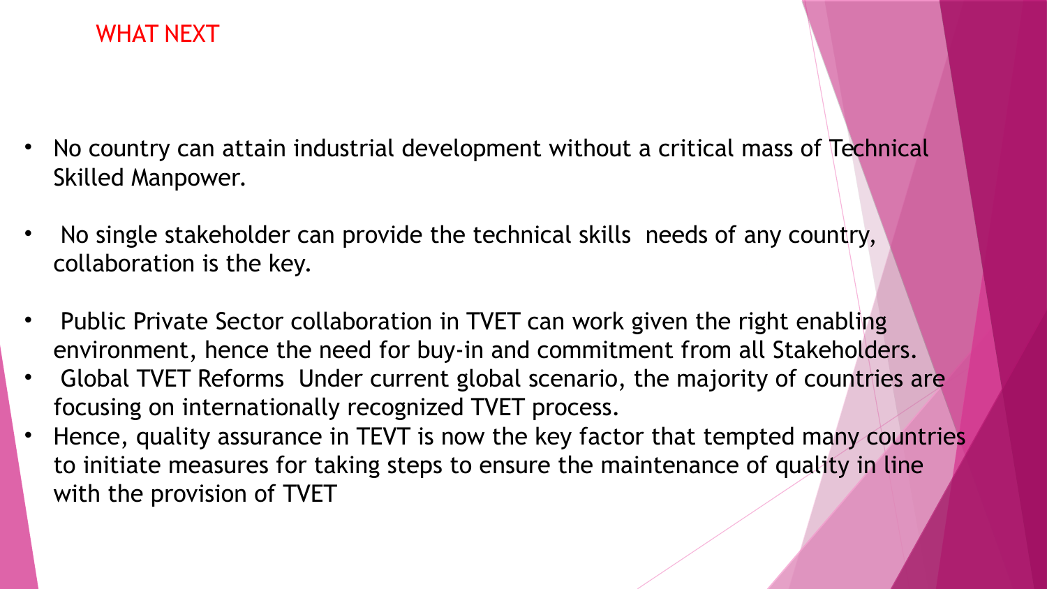# WHAT NEXT

- No country can attain industrial development without a critical mass of Technical Skilled Manpower.
- No single stakeholder can provide the technical skills needs of any country, collaboration is the key.
- Public Private Sector collaboration in TVET can work given the right enabling environment, hence the need for buy-in and commitment from all Stakeholders.
- Global TVET Reforms Under current global scenario, the majority of countries are focusing on internationally recognized TVET process.
- Hence, quality assurance in TEVT is now the key factor that tempted many countries to initiate measures for taking steps to ensure the maintenance of quality in line with the provision of TVET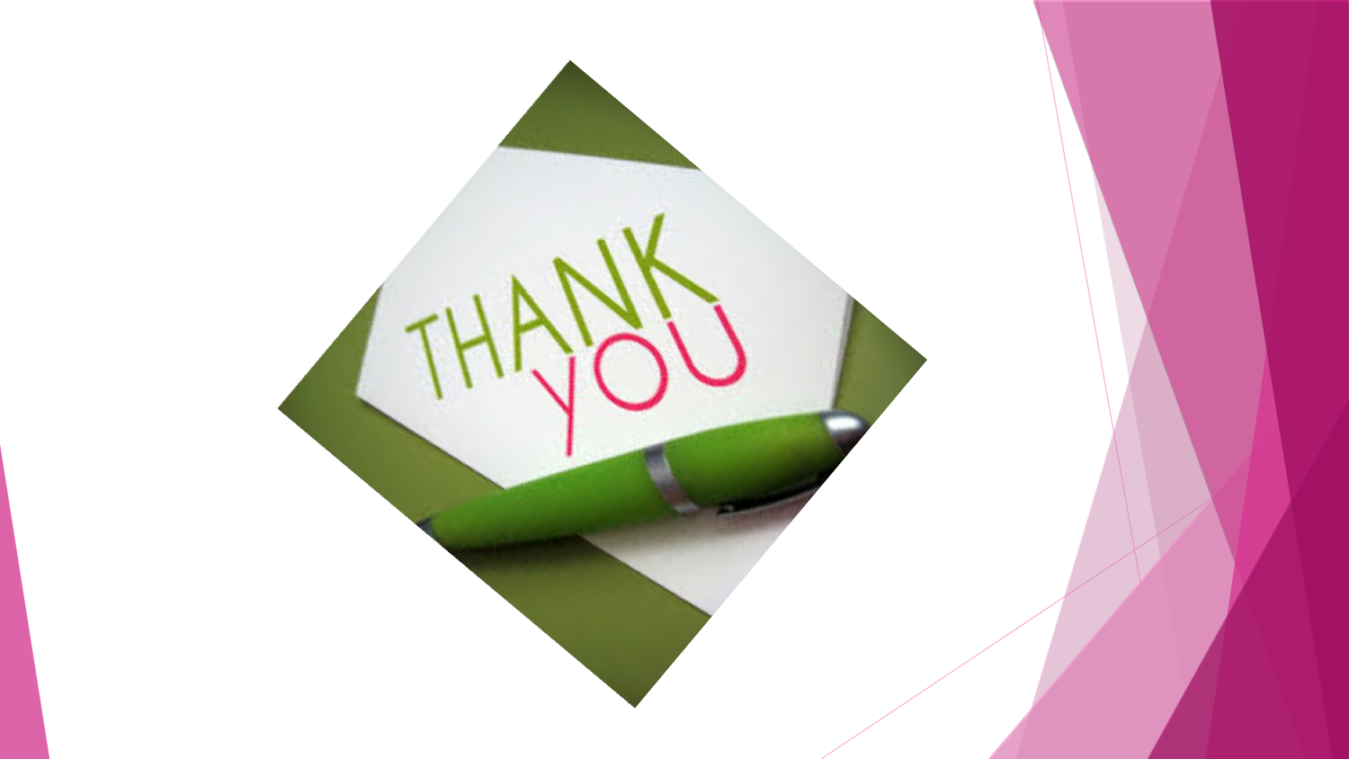THANK YOU